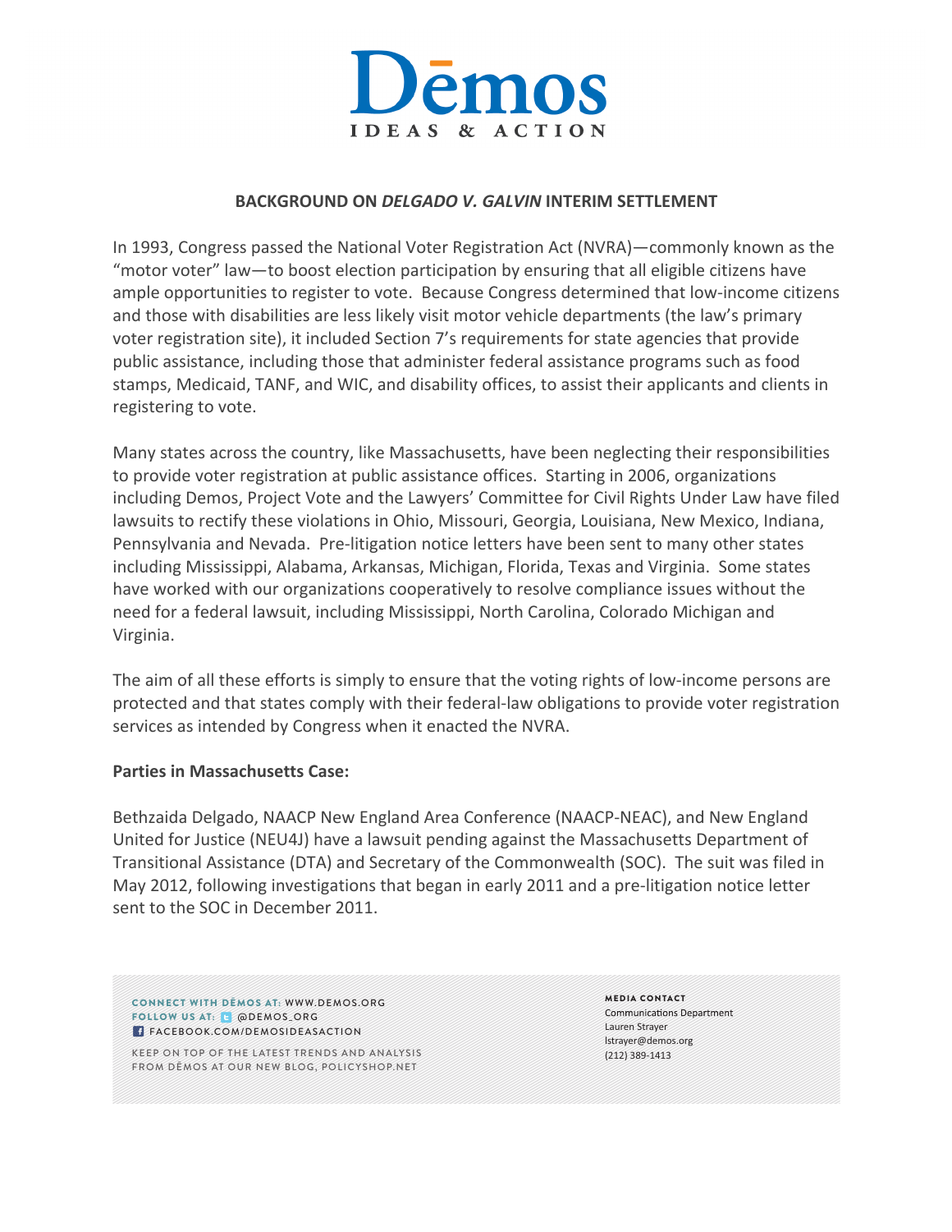# BACKGROUND ON *DELGADO V. GALVIN* INTERIM SETTLEMENT

In 1993, Congress passed the National Voter Registration Act (NVRA)—commonly known as the "motor voter" law—to boost election participation by ensuring that all eligible citizens have ample opportunities to register to vote. Because Congress determined that low-income citizens and those with disabilities are less likely visit motor vehicle departments (the law's primary voter registration site), it included Section 7's requirements for state agencies that provide public assistance, including those that administer federal assistance programs such as food stamps, Medicaid, TANF, and WIC, and disability offices, to assist their applicants and clients in registering to vote.

Many states across the country, like Massachusetts, have been neglecting their responsibilities to provide voter registration at public assistance offices. Starting in 2006, organizations including Demos, Project Vote and the Lawyers' Committee for Civil Rights Under Law have filed lawsuits to rectify these violations in Ohio, Missouri, Georgia, Louisiana, New Mexico, Indiana, Pennsylvania and Nevada. Pre-litigation notice letters have been sent to many other states including Mississippi, Alabama, Arkansas, Michigan, Florida, Texas and Virginia. Some states have worked with our organizations cooperatively to resolve compliance issues without the need for a federal lawsuit, including Mississippi, North Carolina, Colorado Michigan and Virginia.

The aim of all these efforts is simply to ensure that the voting rights of low-income persons are protected and that states comply with their federal-law obligations to provide voter registration services as intended by Congress when it enacted the NVRA.

**Parties in Massachusetts Case:**

Bethzaida Delgado, NAACP New England Area Conference (NAACP-NEAC), and New England United for Justice (NEU4J) have a lawsuit pending against the Massachusetts Department of Transitional Assistance (DTA) and Secretary of the Commonwealth (SOC). The suit was filed in May 2012, following investigations that began in early 2011 and a pre-litigation notice letter sent to the SOC in December 2011.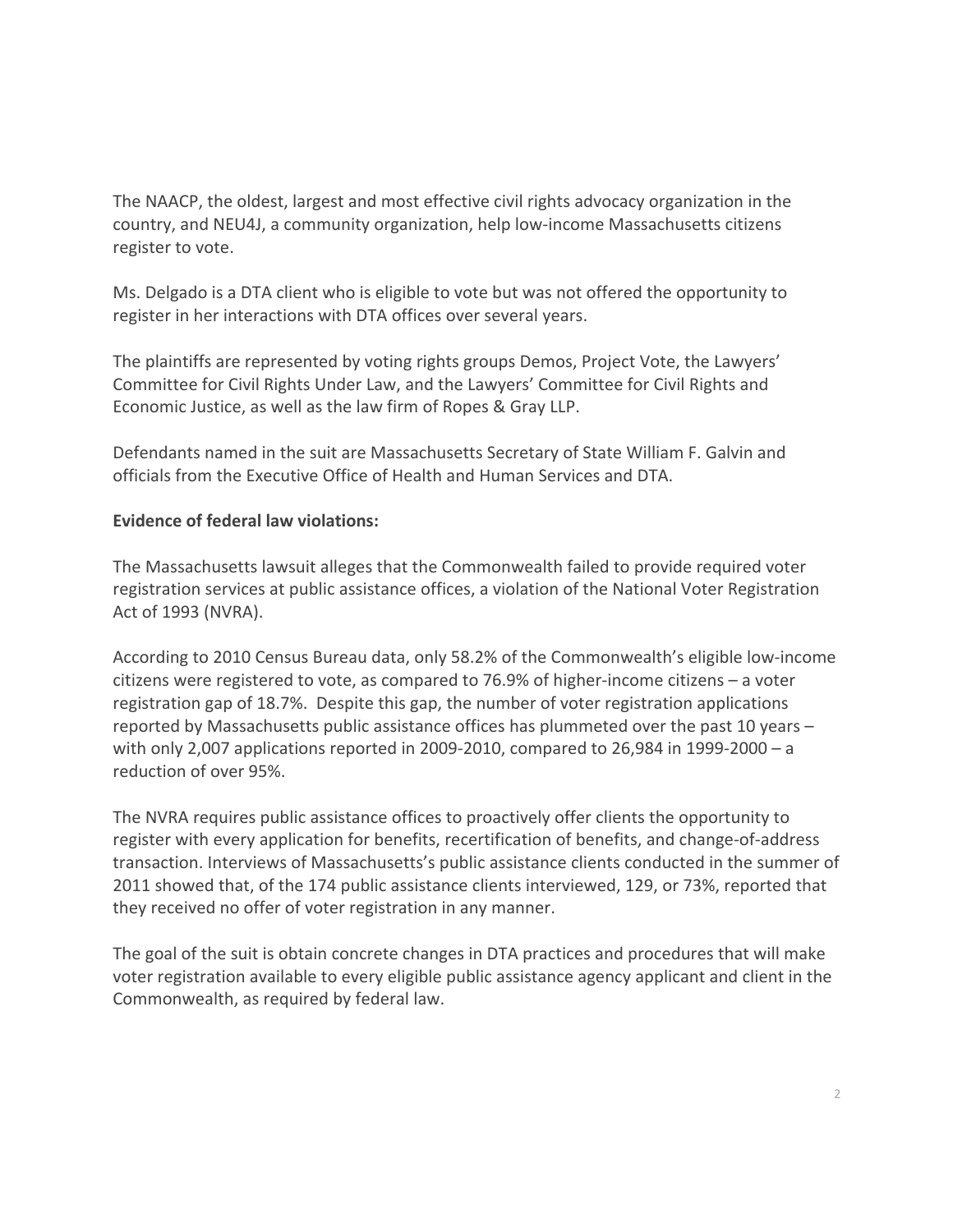The NAACP, the oldest, largest and most effective civil rights advocacy organization in the country, and NEU4J, a community organization, help low-income Massachusetts citizens register to vote.

Ms. Delgado is a DTA client who is eligible to vote but was not offered the opportunity to register in her interactions with DTA offices over several years.

The plaintiffs are represented by voting rights groups Demos, Project Vote, the Lawyers' Committee for Civil Rights Under Law, and the Lawyers' Committee for Civil Rights and Economic Justice, as well as the law firm of Ropes & Gray LLP.

Defendants named in the suit are Massachusetts Secretary of State William F. Galvin and officials from the Executive Office of Health and Human Services and DTA.

**Evidence of federal law violations:**

The Massachusetts lawsuit alleges that the Commonwealth failed to provide required voter registration services at public assistance offices, a violation of the National Voter Registration Act of 1993 (NVRA).

According to 2010 Census Bureau data, only 58.2% of the Commonwealth's eligible low-income citizens were registered to vote, as compared to 76.9% of higher-income citizens – a voter registration gap of 18.7%. Despite this gap, the number of voter registration applications reported by Massachusetts public assistance offices has plummeted over the past 10 years – with only 2,007 applications reported in 2009-2010, compared to 26,984 in 1999-2000 – a reduction of over 95%.

The NVRA requires public assistance offices to proactively offer clients the opportunity to register with every application for benefits, recertification of benefits, and change-of-address transaction. Interviews of Massachusetts's public assistance clients conducted in the summer of 2011 showed that, of the 174 public assistance clients interviewed, 129, or 73%, reported that they received no offer of voter registration in any manner.

The goal of the suit is obtain concrete changes in DTA practices and procedures that will make voter registration available to every eligible public assistance agency applicant and client in the Commonwealth, as required by federal law.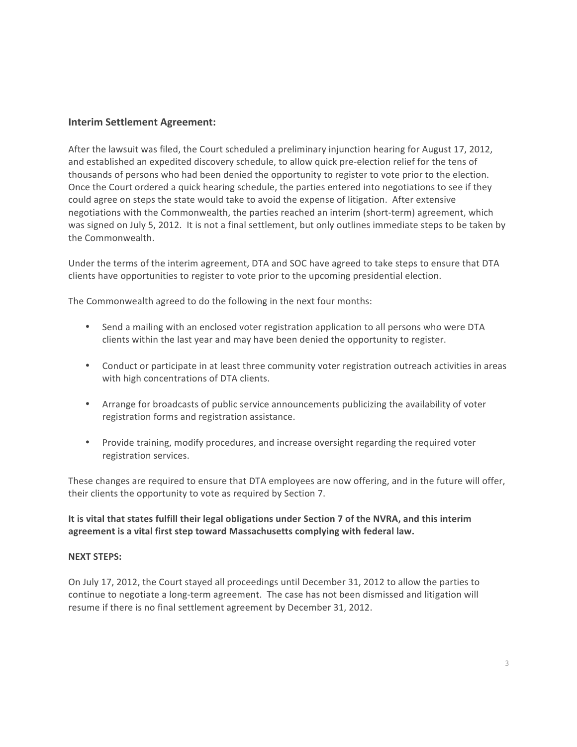## Interim Settlement Agreement:

After the lawsuit was filed, the Court scheduled a preliminary injunction hearing for August 17, 2012, and established an expedited discovery schedule, to allow quick pre-election relief for the tens of thousands of persons who had been denied the opportunity to register to vote prior to the election. Once the Court ordered a quick hearing schedule, the parties entered into negotiations to see if they could agree on steps the state would take to avoid the expense of litigation. After extensive negotiations with the Commonwealth, the parties reached an interim (short-term) agreement, which was signed on July 5, 2012. It is not a final settlement, but only outlines immediate steps to be taken by the Commonwealth.

Under the terms of the interim agreement, DTA and SOC have agreed to take steps to ensure that DTA clients have opportunities to register to vote prior to the upcoming presidential election.

The Commonwealth agreed to do the following in the next four months:

- Send a mailing with an enclosed voter registration application to all persons who were DTA clients within the last year and may have been denied the opportunity to register.
- Conduct or participate in at least three community voter registration outreach activities in areas with high concentrations of DTA clients.
- Arrange for broadcasts of public service announcements publicizing the availability of voter registration forms and registration assistance.
- Provide training, modify procedures, and increase oversight regarding the required voter registration services.

These changes are required to ensure that DTA employees are now offering, and in the future will offer, their clients the opportunity to vote as required by Section 7.

**It is vital that states fulfill their legal obligations under Section 7 of the NVRA, and this interim agreement is a vital first step toward Massachusetts complying with federal law.**

**NEXT STEPS:**

On July 17, 2012, the Court stayed all proceedings until December 31, 2012 to allow the parties to continue to negotiate a long-term agreement. The case has not been dismissed and litigation will resume if there is no final settlement agreement by December 31, 2012.